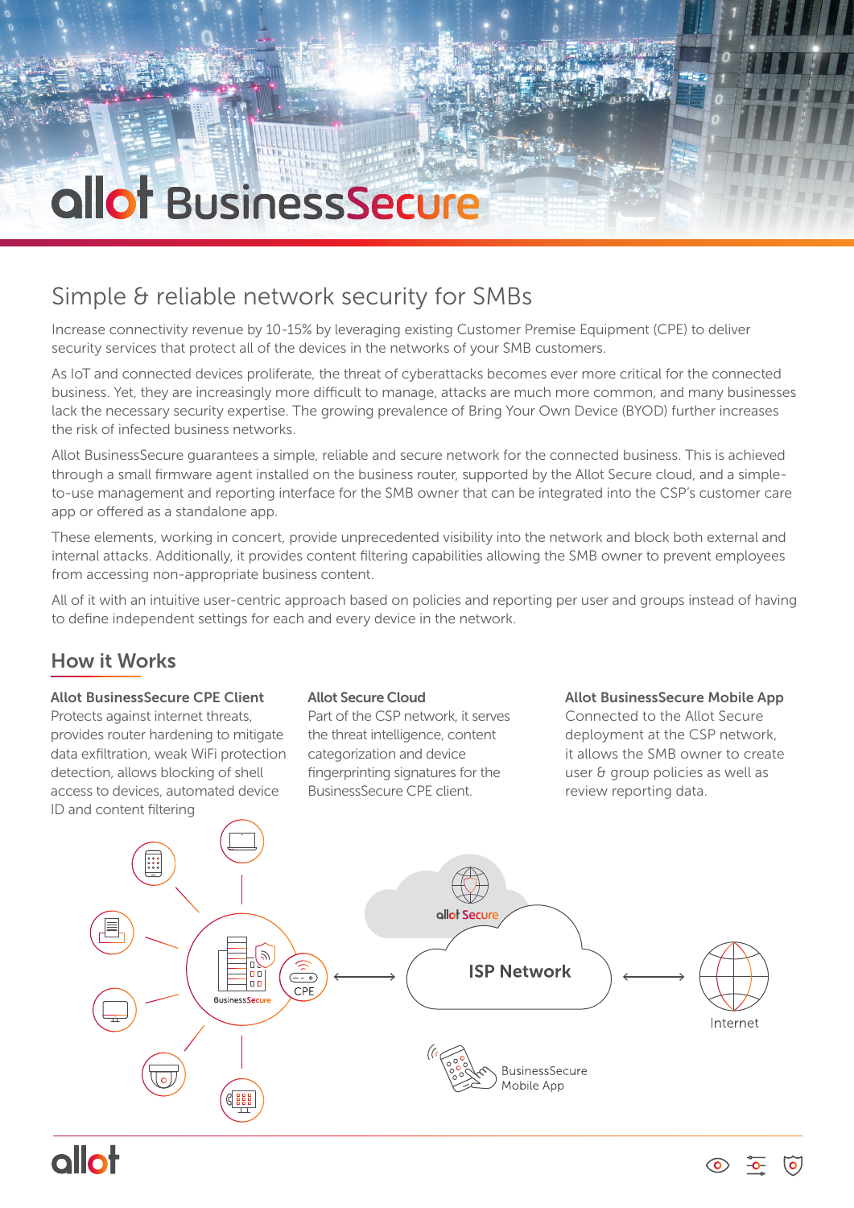# allot BusinessSecure

## Simple & reliable network security for SMBs

Increase connectivity revenue by 10-15% by leveraging existing Customer Premise Equipment (CPE) to deliver security services that protect all of the devices in the networks of your SMB customers.

As IoT and connected devices proliferate, the threat of cyberattacks becomes ever more critical for the connected business. Yet, they are increasingly more difficult to manage, attacks are much more common, and many businesses lack the necessary security expertise. The growing prevalence of Bring Your Own Device (BYOD) further increases the risk of infected business networks.

Allot BusinessSecure guarantees a simple, reliable and secure network for the connected business. This is achieved through a small firmware agent installed on the business router, supported by the Allot Secure cloud, and a simple-to-use management and reporting interface for the SMB owner that can be integrated into the CSP's customer care app or offered as a standalone app.

These elements, working in concert, provide unprecedented visibility into the network and block both external and internal attacks. Additionally, it provides content filtering capabilities allowing the SMB owner to prevent employees from accessing non-appropriate business content.

All of it with an intuitive user-centric approach based on policies and reporting per user and groups instead of having to define independent settings for each and every device in the network.

## How it Works

**Allot BusinessSecure CPE Client**
Protects against internet threats, provides router hardening to mitigate data exfiltration, weak WiFi protection detection, allows blocking of shell access to devices, automated device ID and content filtering

**Allot Secure Cloud**
Part of the CSP network, it serves the threat intelligence, content categorization and device fingerprinting signatures for the BusinessSecure CPE client.

**Allot BusinessSecure Mobile App**
Connected to the Allot Secure deployment at the CSP network, it allows the SMB owner to create user & group policies as well as review reporting data.

BusinessSecure | CPE | allot Secure | ISP Network | Internet | BusinessSecure Mobile App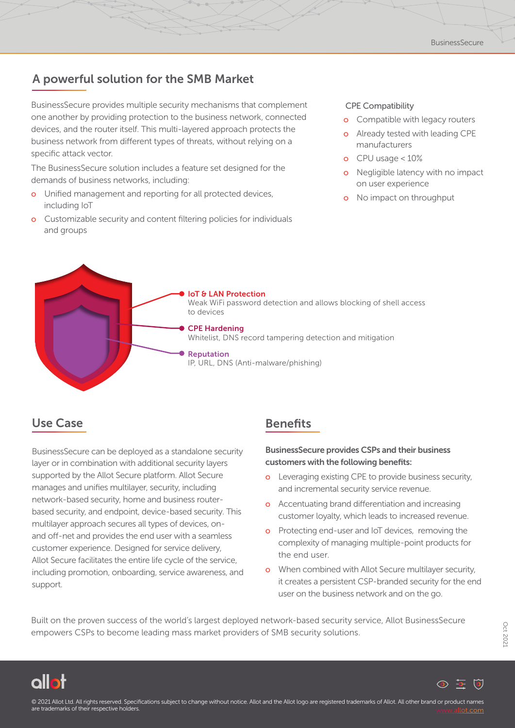## A powerful solution for the SMB Market

BusinessSecure provides multiple security mechanisms that complement one another by providing protection to the business network, connected devices, and the router itself. This multi-layered approach protects the business network from different types of threats, without relying on a specific attack vector.

The BusinessSecure solution includes a feature set designed for the demands of business networks, including:

- Unified management and reporting for all protected devices, including IoT
- Customizable security and content filtering policies for individuals and groups

CPE Compatibility

- Compatible with legacy routers
- Already tested with leading CPE manufacturers
- CPU usage < 10%
- Negligible latency with no impact on user experience
- No impact on throughput

**IoT & LAN Protection**
Weak WiFi password detection and allows blocking of shell access to devices

**CPE Hardening**
Whitelist, DNS record tampering detection and mitigation

**Reputation**
IP, URL, DNS (Anti-malware/phishing)

## Use Case

BusinessSecure can be deployed as a standalone security layer or in combination with additional security layers supported by the Allot Secure platform. Allot Secure manages and unifies multilayer, security, including network-based security, home and business router-based security, and endpoint, device-based security. This multilayer approach secures all types of devices, on- and off-net and provides the end user with a seamless customer experience. Designed for service delivery, Allot Secure facilitates the entire life cycle of the service, including promotion, onboarding, service awareness, and support.

## Benefits

**BusinessSecure provides CSPs and their business customers with the following benefits:**

- Leveraging existing CPE to provide business security, and incremental security service revenue.
- Accentuating brand differentiation and increasing customer loyalty, which leads to increased revenue.
- Protecting end-user and IoT devices, removing the complexity of managing multiple-point products for the end user.
- When combined with Allot Secure multilayer security, it creates a persistent CSP-branded security for the end user on the business network and on the go.

Built on the proven success of the world's largest deployed network-based security service, Allot BusinessSecure empowers CSPs to become leading mass market providers of SMB security solutions.

Oct 2021

© 2021 Allot Ltd. All rights reserved. Specifications subject to change without notice. Allot and the Allot logo are registered trademarks of Allot. All other brand or product names are trademarks of their respective holders.
www.allot.com